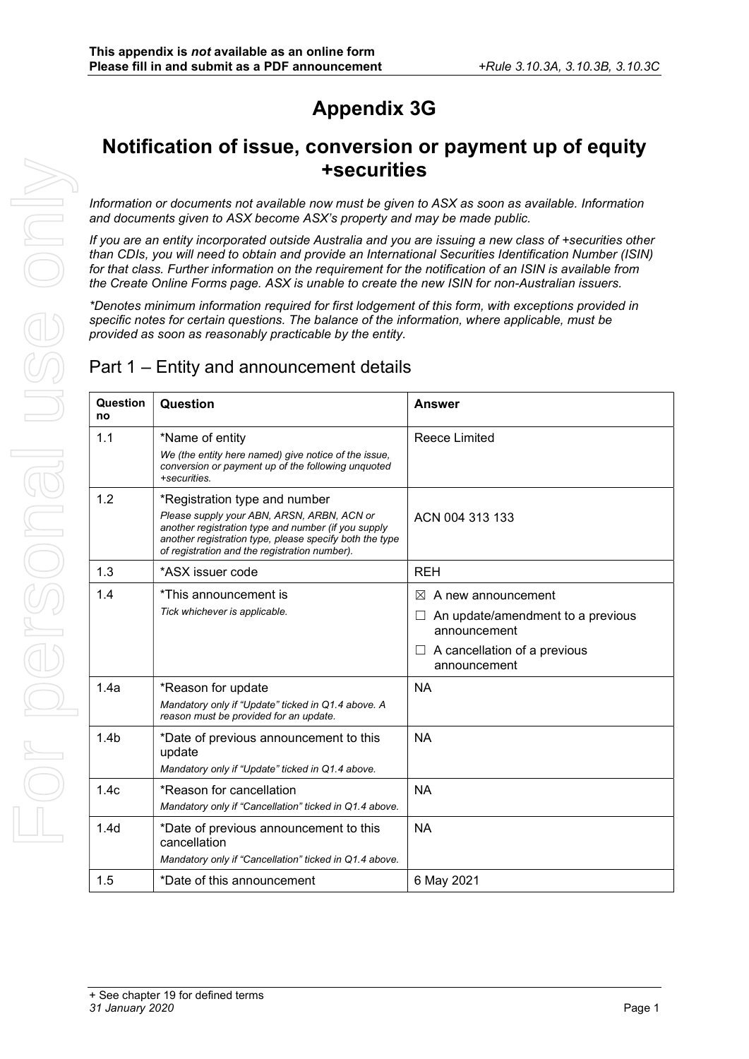**This appendix is *not* available as an online form**
**Please fill in and submit as a PDF announcement** *+Rule 3.10.3A, 3.10.3B, 3.10.3C*

# Appendix 3G

## Notification of issue, conversion or payment up of equity +securities

*Information or documents not available now must be given to ASX as soon as available. Information and documents given to ASX become ASX's property and may be made public.*

*If you are an entity incorporated outside Australia and you are issuing a new class of +securities other than CDIs, you will need to obtain and provide an International Securities Identification Number (ISIN) for that class. Further information on the requirement for the notification of an ISIN is available from the Create Online Forms page. ASX is unable to create the new ISIN for non-Australian issuers.*

*\*Denotes minimum information required for first lodgement of this form, with exceptions provided in specific notes for certain questions. The balance of the information, where applicable, must be provided as soon as reasonably practicable by the entity.*

## Part 1 – Entity and announcement details

| Question no | Question | Answer |
|---|---|---|
| 1.1 | *Name of entity<br>*We (the entity here named) give notice of the issue, conversion or payment up of the following unquoted +securities.* | Reece Limited |
| 1.2 | *Registration type and number<br>*Please supply your ABN, ARSN, ARBN, ACN or another registration type and number (if you supply another registration type, please specify both the type of registration and the registration number).* | ACN 004 313 133 |
| 1.3 | *ASX issuer code | REH |
| 1.4 | *This announcement is<br>*Tick whichever is applicable.* | ☒ A new announcement<br>☐ An update/amendment to a previous announcement<br>☐ A cancellation of a previous announcement |
| 1.4a | *Reason for update<br>*Mandatory only if "Update" ticked in Q1.4 above. A reason must be provided for an update.* | NA |
| 1.4b | *Date of previous announcement to this update<br>*Mandatory only if "Update" ticked in Q1.4 above.* | NA |
| 1.4c | *Reason for cancellation<br>*Mandatory only if "Cancellation" ticked in Q1.4 above.* | NA |
| 1.4d | *Date of previous announcement to this cancellation<br>*Mandatory only if "Cancellation" ticked in Q1.4 above.* | NA |
| 1.5 | *Date of this announcement | 6 May 2021 |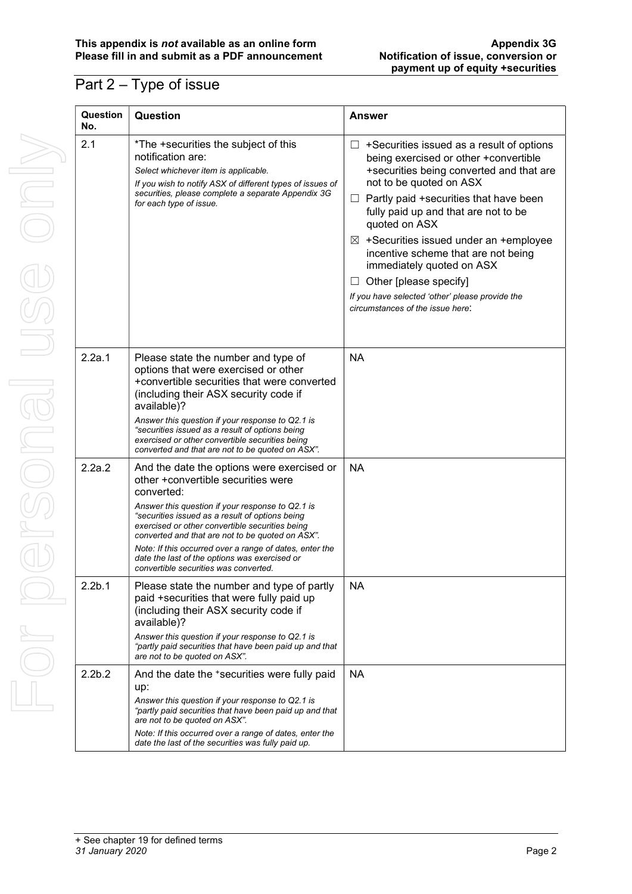## Part 2 – Type of issue

| Question No. | Question | Answer |
|---|---|---|
| 2.1 | *The +securities the subject of this notification are:<br>*Select whichever item is applicable.*<br>*If you wish to notify ASX of different types of issues of securities, please complete a separate Appendix 3G for each type of issue.* | ☐ +Securities issued as a result of options being exercised or other +convertible +securities being converted and that are not to be quoted on ASX<br>☐ Partly paid +securities that have been fully paid up and that are not to be quoted on ASX<br>☒ +Securities issued under an +employee incentive scheme that are not being immediately quoted on ASX<br>☐ Other [please specify]<br>*If you have selected 'other' please provide the circumstances of the issue here*: |
| 2.2a.1 | Please state the number and type of options that were exercised or other +convertible securities that were converted (including their ASX security code if available)?<br>*Answer this question if your response to Q2.1 is "securities issued as a result of options being exercised or other convertible securities being converted and that are not to be quoted on ASX".* | NA |
| 2.2a.2 | And the date the options were exercised or other +convertible securities were converted:<br>*Answer this question if your response to Q2.1 is "securities issued as a result of options being exercised or other convertible securities being converted and that are not to be quoted on ASX".*<br>*Note: If this occurred over a range of dates, enter the date the last of the options was exercised or convertible securities was converted.* | NA |
| 2.2b.1 | Please state the number and type of partly paid +securities that were fully paid up (including their ASX security code if available)?<br>*Answer this question if your response to Q2.1 is "partly paid securities that have been paid up and that are not to be quoted on ASX".* | NA |
| 2.2b.2 | And the date the +securities were fully paid up:<br>*Answer this question if your response to Q2.1 is "partly paid securities that have been paid up and that are not to be quoted on ASX".*<br>*Note: If this occurred over a range of dates, enter the date the last of the securities was fully paid up.* | NA |

+ See chapter 19 for defined terms
*31 January 2020*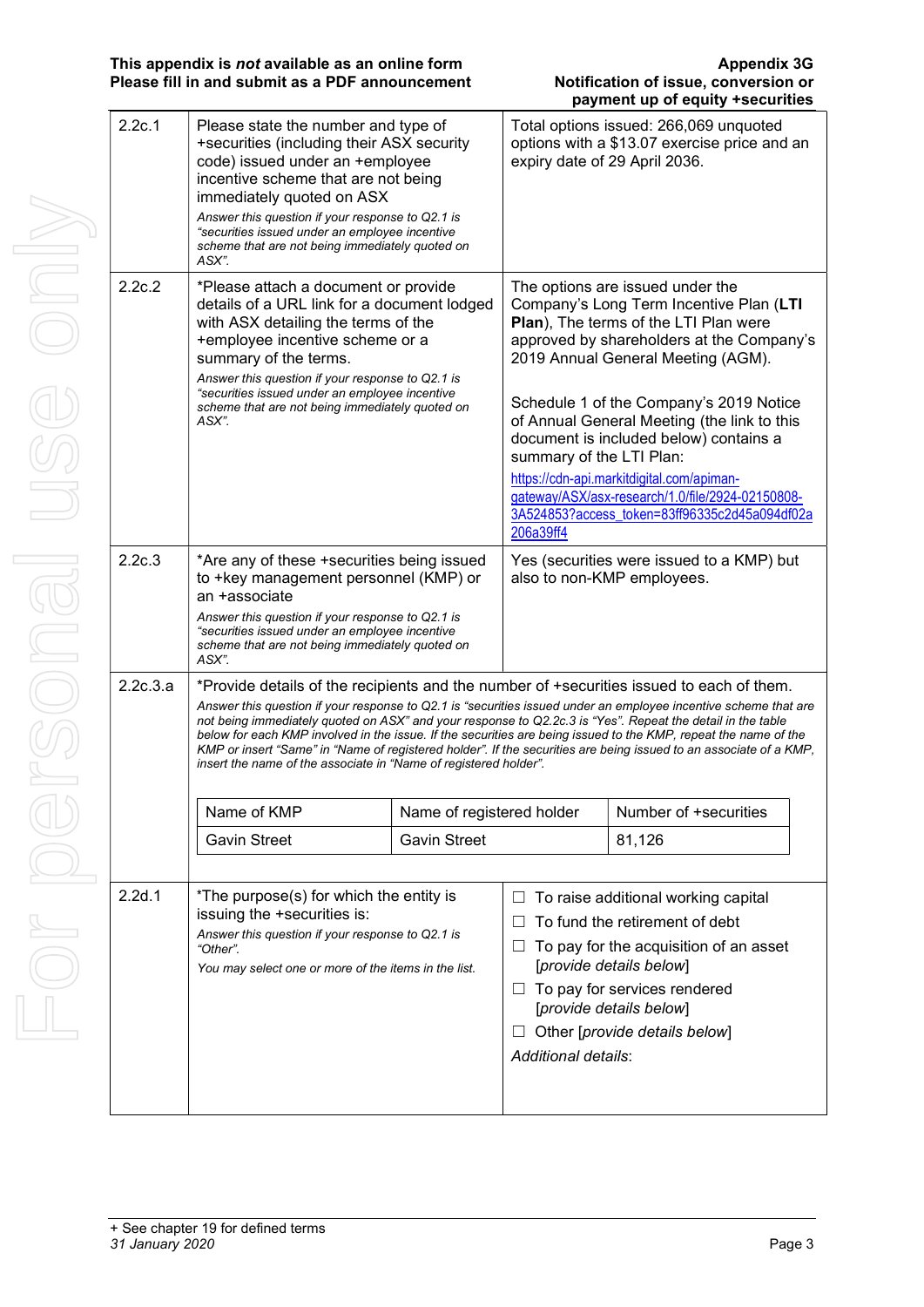| | | |
|---|---|---|
| 2.2c.1 | Please state the number and type of +securities (including their ASX security code) issued under an +employee incentive scheme that are not being immediately quoted on ASX<br>*Answer this question if your response to Q2.1 is "securities issued under an employee incentive scheme that are not being immediately quoted on ASX".* | Total options issued: 266,069 unquoted options with a $13.07 exercise price and an expiry date of 29 April 2036. |
| 2.2c.2 | *Please attach a document or provide details of a URL link for a document lodged with ASX detailing the terms of the +employee incentive scheme or a summary of the terms.<br>*Answer this question if your response to Q2.1 is "securities issued under an employee incentive scheme that are not being immediately quoted on ASX".* | The options are issued under the Company's Long Term Incentive Plan (**LTI Plan**), The terms of the LTI Plan were approved by shareholders at the Company's 2019 Annual General Meeting (AGM).<br><br>Schedule 1 of the Company's 2019 Notice of Annual General Meeting (the link to this document is included below) contains a summary of the LTI Plan:<br>https://cdn-api.markitdigital.com/apiman-gateway/ASX/asx-research/1.0/file/2924-02150808-3A524853?access_token=83ff96335c2d45a094df02a206a39ff4 |
| 2.2c.3 | *Are any of these +securities being issued to +key management personnel (KMP) or an +associate<br>*Answer this question if your response to Q2.1 is "securities issued under an employee incentive scheme that are not being immediately quoted on ASX".* | Yes (securities were issued to a KMP) but also to non-KMP employees. |

**2.2c.3.a** *Provide details of the recipients and the number of +securities issued to each of them.

*Answer this question if your response to Q2.1 is "securities issued under an employee incentive scheme that are not being immediately quoted on ASX" and your response to Q2.2c.3 is "Yes". Repeat the detail in the table below for each KMP involved in the issue. If the securities are being issued to the KMP, repeat the name of the KMP or insert "Same" in "Name of registered holder". If the securities are being issued to an associate of a KMP, insert the name of the associate in "Name of registered holder".*

| Name of KMP | Name of registered holder | Number of +securities |
|---|---|---|
| Gavin Street | Gavin Street | 81,126 |

| | | |
|---|---|---|
| 2.2d.1 | *The purpose(s) for which the entity is issuing the +securities is:<br>*Answer this question if your response to Q2.1 is "Other".*<br>*You may select one or more of the items in the list.* | ☐ To raise additional working capital<br>☐ To fund the retirement of debt<br>☐ To pay for the acquisition of an asset [*provide details below*]<br>☐ To pay for services rendered [*provide details below*]<br>☐ Other [*provide details below*]<br>*Additional details*: |

+ See chapter 19 for defined terms
*31 January 2020*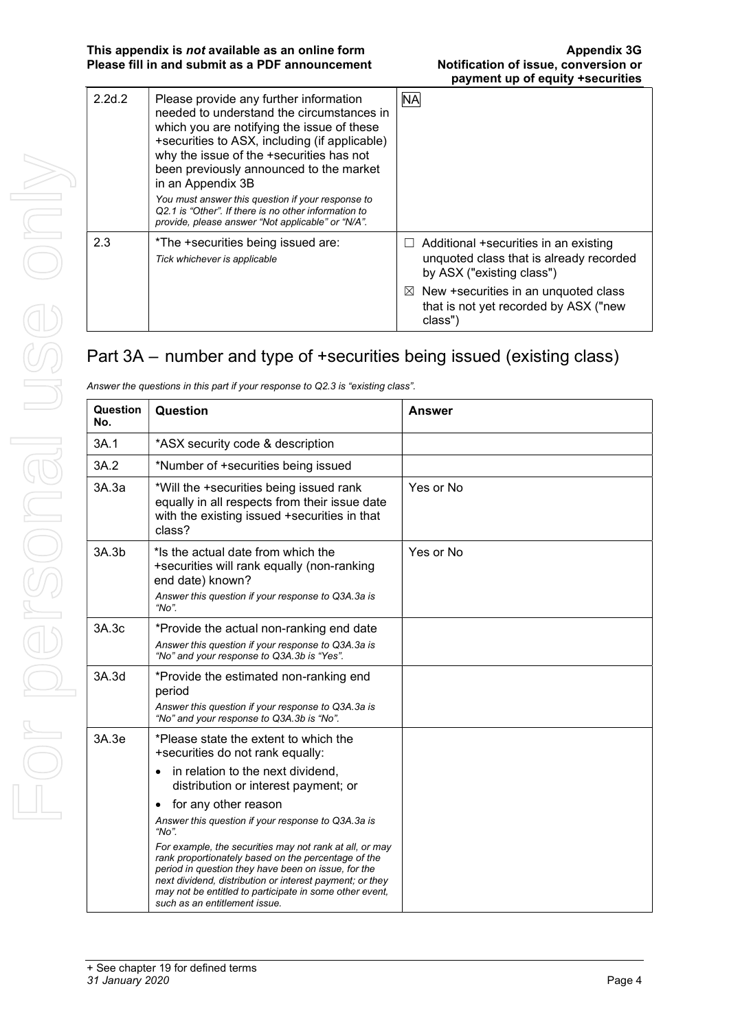| | | |
|---|---|---|
| 2.2d.2 | Please provide any further information needed to understand the circumstances in which you are notifying the issue of these +securities to ASX, including (if applicable) why the issue of the +securities has not been previously announced to the market in an Appendix 3B<br>*You must answer this question if your response to Q2.1 is "Other". If there is no other information to provide, please answer "Not applicable" or "N/A".* | NA |
| 2.3 | *The +securities being issued are:<br>*Tick whichever is applicable* | ☐ Additional +securities in an existing unquoted class that is already recorded by ASX ("existing class")<br>☒ New +securities in an unquoted class that is not yet recorded by ASX ("new class") |

## Part 3A – number and type of +securities being issued (existing class)

*Answer the questions in this part if your response to Q2.3 is "existing class".*

| Question No. | Question | Answer |
|---|---|---|
| 3A.1 | *ASX security code & description | |
| 3A.2 | *Number of +securities being issued | |
| 3A.3a | *Will the +securities being issued rank equally in all respects from their issue date with the existing issued +securities in that class? | Yes or No |
| 3A.3b | *Is the actual date from which the +securities will rank equally (non-ranking end date) known?<br>*Answer this question if your response to Q3A.3a is "No".* | Yes or No |
| 3A.3c | *Provide the actual non-ranking end date<br>*Answer this question if your response to Q3A.3a is "No" and your response to Q3A.3b is "Yes".* | |
| 3A.3d | *Provide the estimated non-ranking end period<br>*Answer this question if your response to Q3A.3a is "No" and your response to Q3A.3b is "No".* | |
| 3A.3e | *Please state the extent to which the +securities do not rank equally:<br>• in relation to the next dividend, distribution or interest payment; or<br>• for any other reason<br>*Answer this question if your response to Q3A.3a is "No".*<br>*For example, the securities may not rank at all, or may rank proportionately based on the percentage of the period in question they have been on issue, for the next dividend, distribution or interest payment; or they may not be entitled to participate in some other event, such as an entitlement issue.* | |

+ See chapter 19 for defined terms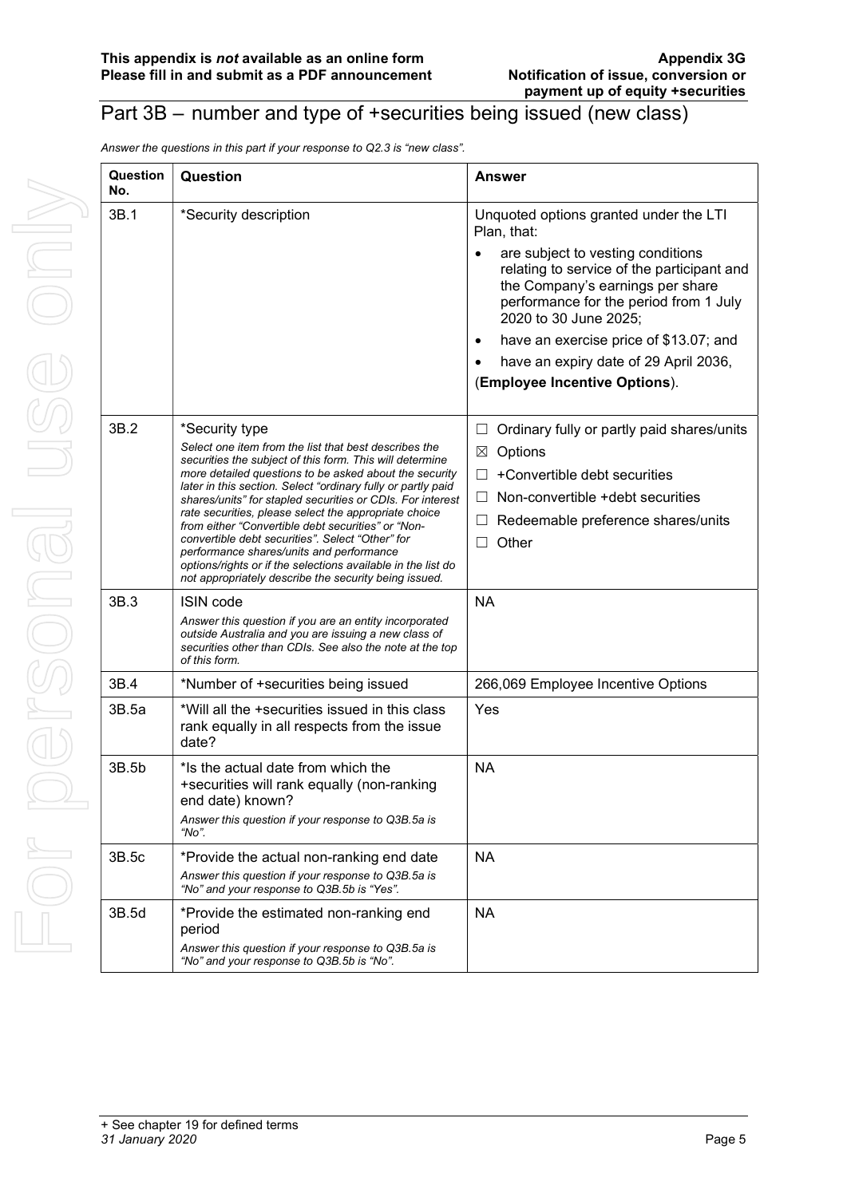## Part 3B – number and type of +securities being issued (new class)

*Answer the questions in this part if your response to Q2.3 is "new class".*

| Question No. | Question | Answer |
|---|---|---|
| 3B.1 | *Security description | Unquoted options granted under the LTI Plan, that:<br>• are subject to vesting conditions relating to service of the participant and the Company's earnings per share performance for the period from 1 July 2020 to 30 June 2025;<br>• have an exercise price of $13.07; and<br>• have an expiry date of 29 April 2036,<br>(**Employee Incentive Options**). |
| 3B.2 | *Security type<br>*Select one item from the list that best describes the securities the subject of this form. This will determine more detailed questions to be asked about the security later in this section. Select "ordinary fully or partly paid shares/units" for stapled securities or CDIs. For interest rate securities, please select the appropriate choice from either "Convertible debt securities" or "Non-convertible debt securities". Select "Other" for performance shares/units and performance options/rights or if the selections available in the list do not appropriately describe the security being issued.* | ☐ Ordinary fully or partly paid shares/units<br>☒ Options<br>☐ +Convertible debt securities<br>☐ Non-convertible +debt securities<br>☐ Redeemable preference shares/units<br>☐ Other |
| 3B.3 | ISIN code<br>*Answer this question if you are an entity incorporated outside Australia and you are issuing a new class of securities other than CDIs. See also the note at the top of this form.* | NA |
| 3B.4 | *Number of +securities being issued | 266,069 Employee Incentive Options |
| 3B.5a | *Will all the +securities issued in this class rank equally in all respects from the issue date? | Yes |
| 3B.5b | *Is the actual date from which the +securities will rank equally (non-ranking end date) known?<br>*Answer this question if your response to Q3B.5a is "No".* | NA |
| 3B.5c | *Provide the actual non-ranking end date<br>*Answer this question if your response to Q3B.5a is "No" and your response to Q3B.5b is "Yes".* | NA |
| 3B.5d | *Provide the estimated non-ranking end period<br>*Answer this question if your response to Q3B.5a is "No" and your response to Q3B.5b is "No".* | NA |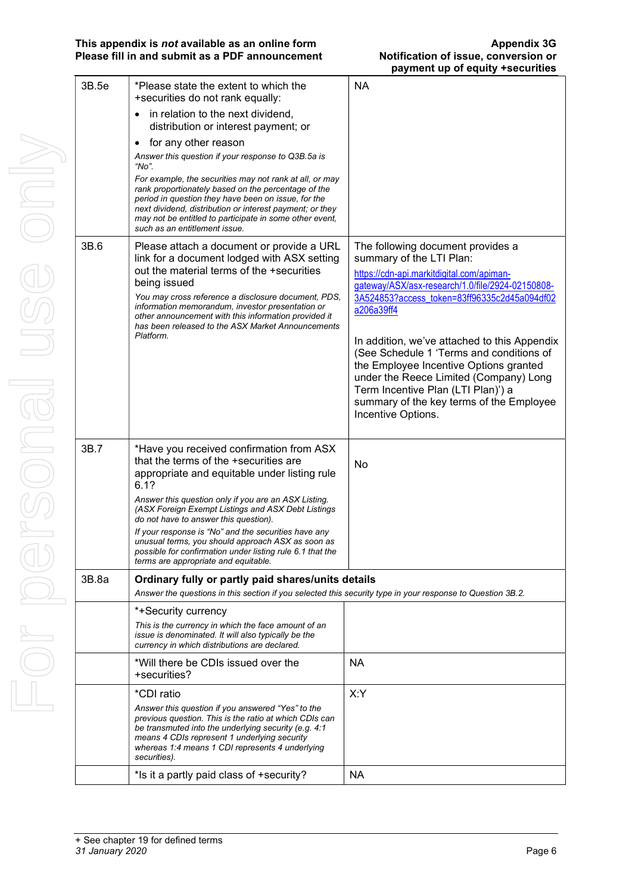| | | |
|---|---|---|
| 3B.5e | *Please state the extent to which the +securities do not rank equally:<br>• in relation to the next dividend, distribution or interest payment; or<br>• for any other reason<br>*Answer this question if your response to Q3B.5a is "No".*<br>*For example, the securities may not rank at all, or may rank proportionately based on the percentage of the period in question they have been on issue, for the next dividend, distribution or interest payment; or they may not be entitled to participate in some other event, such as an entitlement issue.* | NA |
| 3B.6 | Please attach a document or provide a URL link for a document lodged with ASX setting out the material terms of the +securities being issued<br>*You may cross reference a disclosure document, PDS, information memorandum, investor presentation or other announcement with this information provided it has been released to the ASX Market Announcements Platform.* | The following document provides a summary of the LTI Plan:<br>https://cdn-api.markitdigital.com/apiman-gateway/ASX/asx-research/1.0/file/2924-02150808-3A524853?access_token=83ff96335c2d45a094df02a206a39ff4<br><br>In addition, we've attached to this Appendix (See Schedule 1 'Terms and conditions of the Employee Incentive Options granted under the Reece Limited (Company) Long Term Incentive Plan (LTI Plan)') a summary of the key terms of the Employee Incentive Options. |
| 3B.7 | *Have you received confirmation from ASX that the terms of the +securities are appropriate and equitable under listing rule 6.1?<br>*Answer this question only if you are an ASX Listing. (ASX Foreign Exempt Listings and ASX Debt Listings do not have to answer this question).*<br>*If your response is "No" and the securities have any unusual terms, you should approach ASX as soon as possible for confirmation under listing rule 6.1 that the terms are appropriate and equitable.* | No |
| 3B.8a | **Ordinary fully or partly paid shares/units details**<br>*Answer the questions in this section if you selected this security type in your response to Question 3B.2.* | |
| | *+Security currency<br>*This is the currency in which the face amount of an issue is denominated. It will also typically be the currency in which distributions are declared.* | |
| | *Will there be CDIs issued over the +securities? | NA |
| | *CDI ratio<br>*Answer this question if you answered "Yes" to the previous question. This is the ratio at which CDIs can be transmuted into the underlying security (e.g. 4:1 means 4 CDIs represent 1 underlying security whereas 1:4 means 1 CDI represents 4 underlying securities).* | X:Y |
| | *Is it a partly paid class of +security? | NA |

+ See chapter 19 for defined terms
*31 January 2020*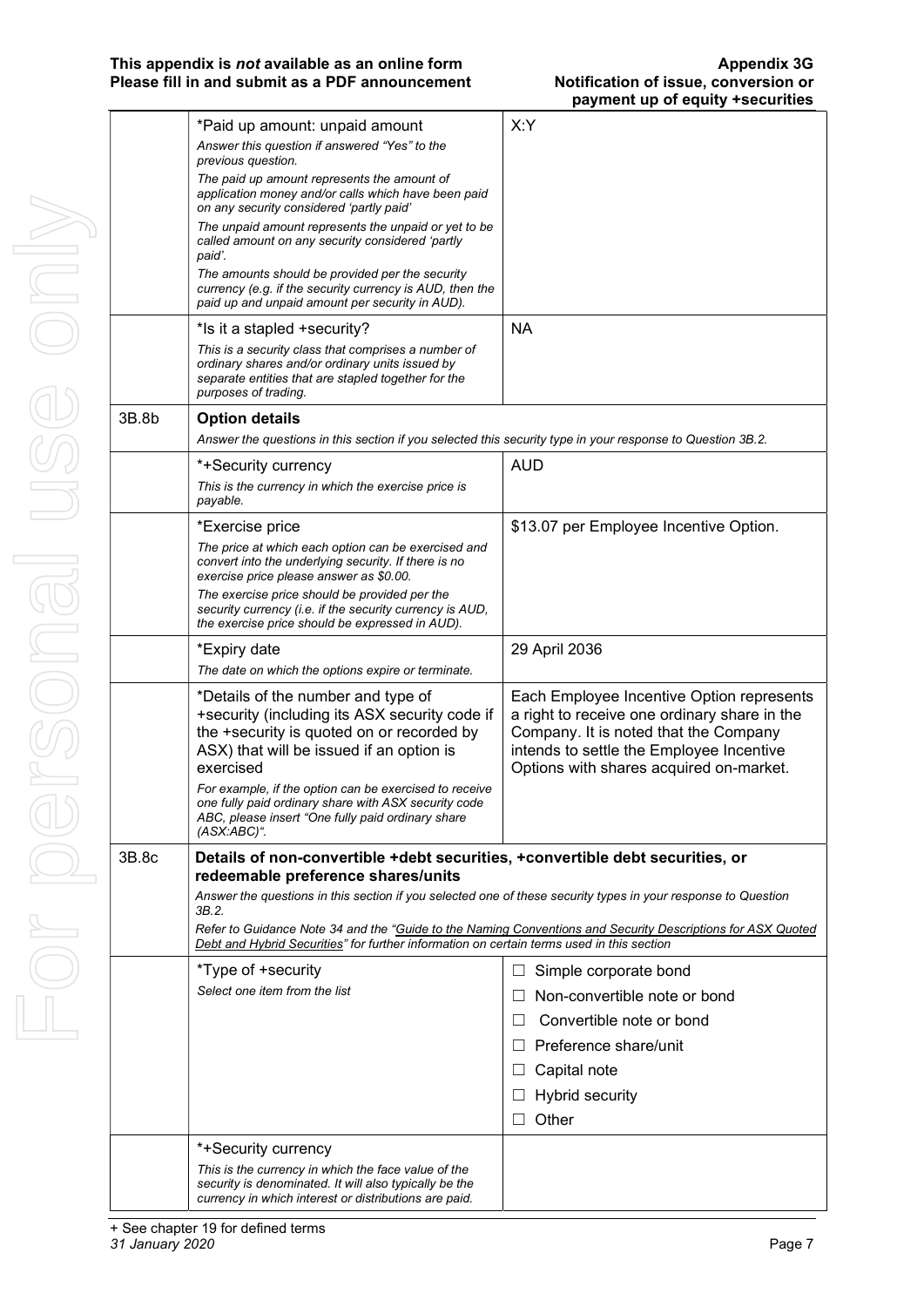| | | |
|---|---|---|
| | *Paid up amount: unpaid amount<br>*Answer this question if answered "Yes" to the previous question.*<br>*The paid up amount represents the amount of application money and/or calls which have been paid on any security considered 'partly paid'*<br>*The unpaid amount represents the unpaid or yet to be called amount on any security considered 'partly paid'.*<br>*The amounts should be provided per the security currency (e.g. if the security currency is AUD, then the paid up and unpaid amount per security in AUD).* | X:Y |
| | *Is it a stapled +security?<br>*This is a security class that comprises a number of ordinary shares and/or ordinary units issued by separate entities that are stapled together for the purposes of trading.* | NA |
| 3B.8b | **Option details**<br>*Answer the questions in this section if you selected this security type in your response to Question 3B.2.* | |
| | *+Security currency<br>*This is the currency in which the exercise price is payable.* | AUD |
| | *Exercise price<br>*The price at which each option can be exercised and convert into the underlying security. If there is no exercise price please answer as $0.00.*<br>*The exercise price should be provided per the security currency (i.e. if the security currency is AUD, the exercise price should be expressed in AUD).* | $13.07 per Employee Incentive Option. |
| | *Expiry date<br>*The date on which the options expire or terminate.* | 29 April 2036 |
| | *Details of the number and type of +security (including its ASX security code if the +security is quoted on or recorded by ASX) that will be issued if an option is exercised<br>*For example, if the option can be exercised to receive one fully paid ordinary share with ASX security code ABC, please insert "One fully paid ordinary share (ASX:ABC)".* | Each Employee Incentive Option represents a right to receive one ordinary share in the Company. It is noted that the Company intends to settle the Employee Incentive Options with shares acquired on-market. |
| 3B.8c | **Details of non-convertible +debt securities, +convertible debt securities, or redeemable preference shares/units**<br>*Answer the questions in this section if you selected one of these security types in your response to Question 3B.2.*<br>*Refer to Guidance Note 34 and the "Guide to the Naming Conventions and Security Descriptions for ASX Quoted Debt and Hybrid Securities" for further information on certain terms used in this section* | |
| | *Type of +security<br>*Select one item from the list* | ☐ Simple corporate bond<br>☐ Non-convertible note or bond<br>☐ Convertible note or bond<br>☐ Preference share/unit<br>☐ Capital note<br>☐ Hybrid security<br>☐ Other |
| | *+Security currency<br>*This is the currency in which the face value of the security is denominated. It will also typically be the currency in which interest or distributions are paid.* | |

+ See chapter 19 for defined terms
*31 January 2020*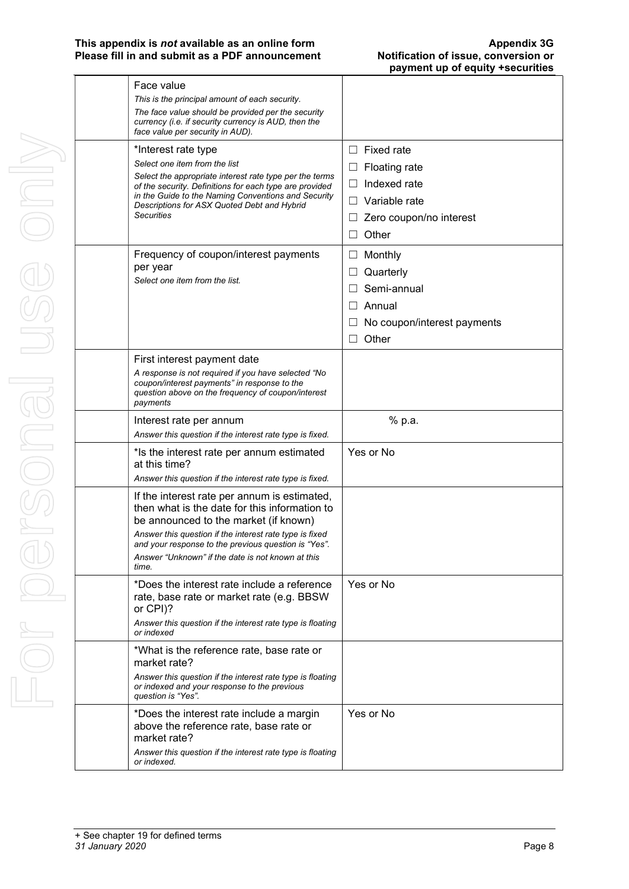| | | |
|---|---|---|
| | Face value<br>*This is the principal amount of each security.*<br>*The face value should be provided per the security currency (i.e. if security currency is AUD, then the face value per security in AUD).* | |
| | *Interest rate type<br>*Select one item from the list*<br>*Select the appropriate interest rate type per the terms of the security. Definitions for each type are provided in the Guide to the Naming Conventions and Security Descriptions for ASX Quoted Debt and Hybrid Securities* | ☐ Fixed rate<br>☐ Floating rate<br>☐ Indexed rate<br>☐ Variable rate<br>☐ Zero coupon/no interest<br>☐ Other |
| | Frequency of coupon/interest payments per year<br>*Select one item from the list.* | ☐ Monthly<br>☐ Quarterly<br>☐ Semi-annual<br>☐ Annual<br>☐ No coupon/interest payments<br>☐ Other |
| | First interest payment date<br>*A response is not required if you have selected "No coupon/interest payments" in response to the question above on the frequency of coupon/interest payments* | |
| | Interest rate per annum<br>*Answer this question if the interest rate type is fixed.* | % p.a. |
| | *Is the interest rate per annum estimated at this time?<br>*Answer this question if the interest rate type is fixed.* | Yes or No |
| | If the interest rate per annum is estimated, then what is the date for this information to be announced to the market (if known)<br>*Answer this question if the interest rate type is fixed and your response to the previous question is "Yes".*<br>*Answer "Unknown" if the date is not known at this time.* | |
| | *Does the interest rate include a reference rate, base rate or market rate (e.g. BBSW or CPI)?<br>*Answer this question if the interest rate type is floating or indexed* | Yes or No |
| | *What is the reference rate, base rate or market rate?<br>*Answer this question if the interest rate type is floating or indexed and your response to the previous question is "Yes".* | |
| | *Does the interest rate include a margin above the reference rate, base rate or market rate?<br>*Answer this question if the interest rate type is floating or indexed.* | Yes or No |

+ See chapter 19 for defined terms
*31 January 2020*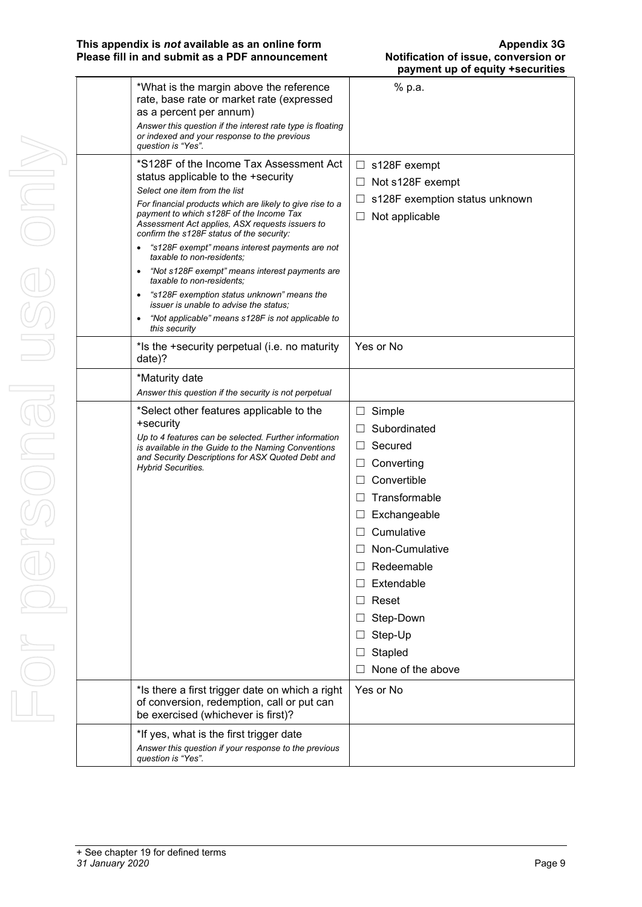| | | |
|---|---|---|
| | *What is the margin above the reference rate, base rate or market rate (expressed as a percent per annum)<br>*Answer this question if the interest rate type is floating or indexed and your response to the previous question is "Yes".* | % p.a. |
| | *S128F of the Income Tax Assessment Act status applicable to the +security<br>*Select one item from the list*<br>*For financial products which are likely to give rise to a payment to which s128F of the Income Tax Assessment Act applies, ASX requests issuers to confirm the s128F status of the security:*<br>• *"s128F exempt" means interest payments are not taxable to non-residents;*<br>• *"Not s128F exempt" means interest payments are taxable to non-residents;*<br>• *"s128F exemption status unknown" means the issuer is unable to advise the status;*<br>• *"Not applicable" means s128F is not applicable to this security* | ☐ s128F exempt<br>☐ Not s128F exempt<br>☐ s128F exemption status unknown<br>☐ Not applicable |
| | *Is the +security perpetual (i.e. no maturity date)? | Yes or No |
| | *Maturity date<br>*Answer this question if the security is not perpetual* | |
| | *Select other features applicable to the +security<br>*Up to 4 features can be selected. Further information is available in the Guide to the Naming Conventions and Security Descriptions for ASX Quoted Debt and Hybrid Securities.* | ☐ Simple<br>☐ Subordinated<br>☐ Secured<br>☐ Converting<br>☐ Convertible<br>☐ Transformable<br>☐ Exchangeable<br>☐ Cumulative<br>☐ Non-Cumulative<br>☐ Redeemable<br>☐ Extendable<br>☐ Reset<br>☐ Step-Down<br>☐ Step-Up<br>☐ Stapled<br>☐ None of the above |
| | *Is there a first trigger date on which a right of conversion, redemption, call or put can be exercised (whichever is first)? | Yes or No |
| | *If yes, what is the first trigger date<br>*Answer this question if your response to the previous question is "Yes".* | |

+ See chapter 19 for defined terms
*31 January 2020*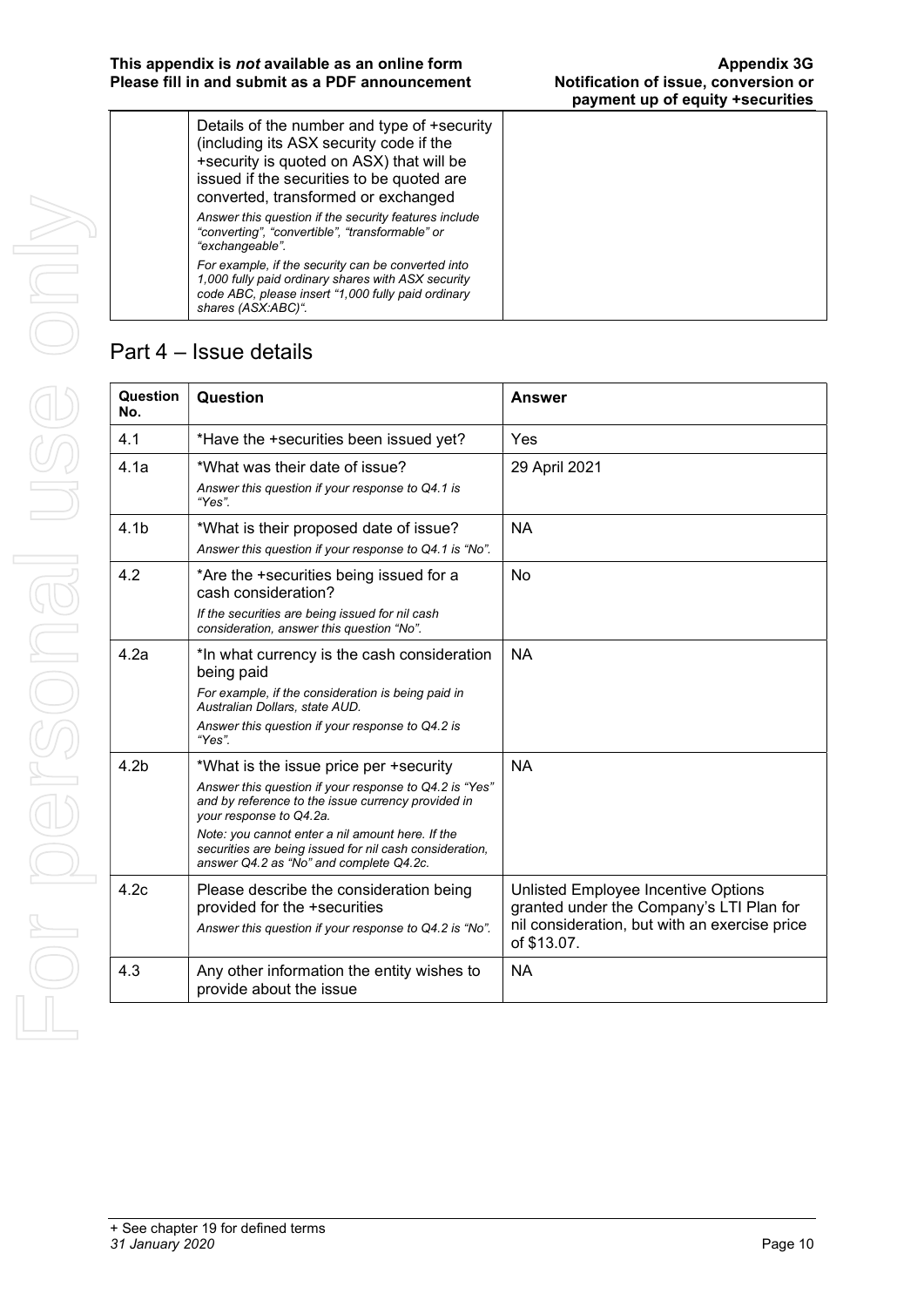| | Details of the number and type of +security (including its ASX security code if the +security is quoted on ASX) that will be issued if the securities to be quoted are converted, transformed or exchanged<br>*Answer this question if the security features include "converting", "convertible", "transformable" or "exchangeable".*<br>*For example, if the security can be converted into 1,000 fully paid ordinary shares with ASX security code ABC, please insert "1,000 fully paid ordinary shares (ASX:ABC)".* | |
|---|---|---|

## Part 4 – Issue details

| Question No. | Question | Answer |
|---|---|---|
| 4.1 | *Have the +securities been issued yet? | Yes |
| 4.1a | *What was their date of issue?<br>*Answer this question if your response to Q4.1 is "Yes".* | 29 April 2021 |
| 4.1b | *What is their proposed date of issue?<br>*Answer this question if your response to Q4.1 is "No".* | NA |
| 4.2 | *Are the +securities being issued for a cash consideration?<br>*If the securities are being issued for nil cash consideration, answer this question "No".* | No |
| 4.2a | *In what currency is the cash consideration being paid<br>*For example, if the consideration is being paid in Australian Dollars, state AUD.*<br>*Answer this question if your response to Q4.2 is "Yes".* | NA |
| 4.2b | *What is the issue price per +security<br>*Answer this question if your response to Q4.2 is "Yes" and by reference to the issue currency provided in your response to Q4.2a.*<br>*Note: you cannot enter a nil amount here. If the securities are being issued for nil cash consideration, answer Q4.2 as "No" and complete Q4.2c.* | NA |
| 4.2c | Please describe the consideration being provided for the +securities<br>*Answer this question if your response to Q4.2 is "No".* | Unlisted Employee Incentive Options granted under the Company's LTI Plan for nil consideration, but with an exercise price of $13.07. |
| 4.3 | Any other information the entity wishes to provide about the issue | NA |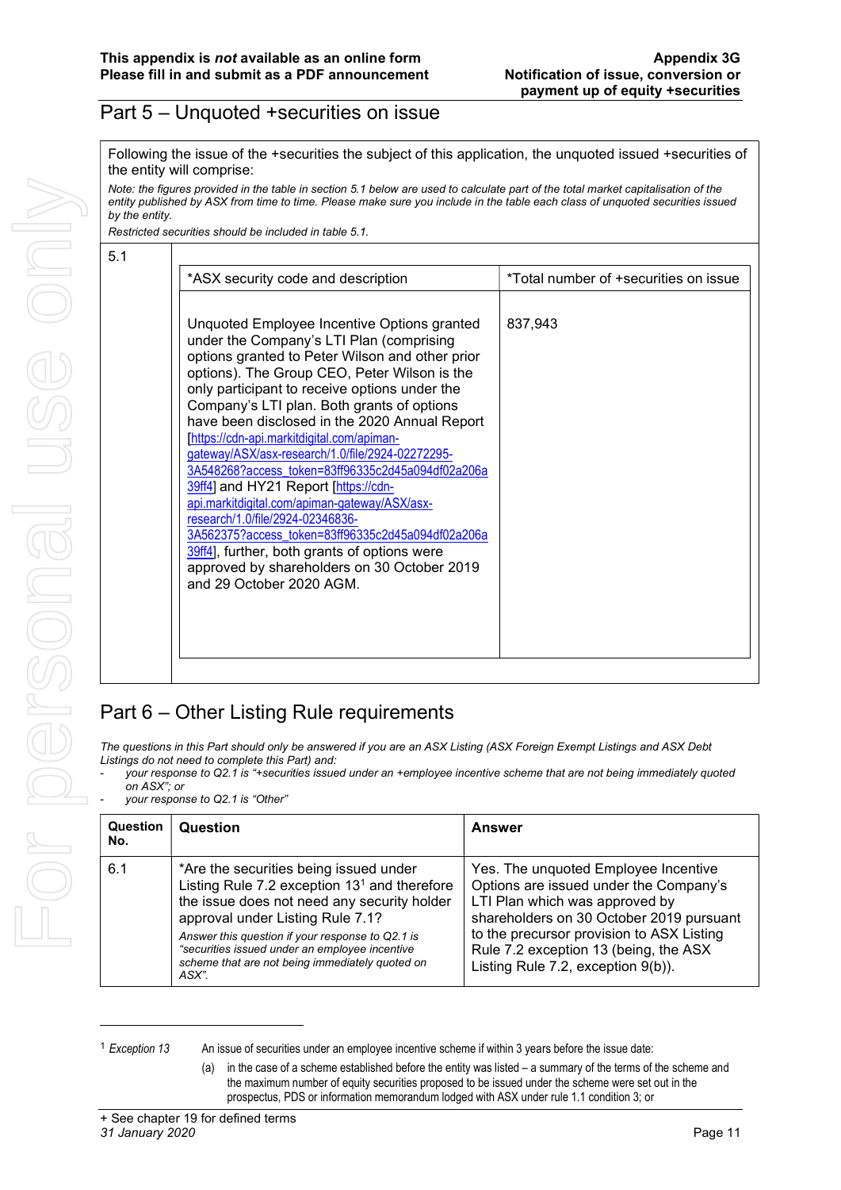## Part 5 – Unquoted +securities on issue

Following the issue of the +securities the subject of this application, the unquoted issued +securities of the entity will comprise:

*Note: the figures provided in the table in section 5.1 below are used to calculate part of the total market capitalisation of the entity published by ASX from time to time. Please make sure you include in the table each class of unquoted securities issued by the entity.*

*Restricted securities should be included in table 5.1.*

5.1

| *ASX security code and description | *Total number of +securities on issue |
|---|---|
| Unquoted Employee Incentive Options granted under the Company's LTI Plan (comprising options granted to Peter Wilson and other prior options). The Group CEO, Peter Wilson is the only participant to receive options under the Company's LTI plan. Both grants of options have been disclosed in the 2020 Annual Report [https://cdn-api.markitdigital.com/apiman-gateway/ASX/asx-research/1.0/file/2924-02272295-3A548268?access_token=83ff96335c2d45a094df02a206a39ff4] and HY21 Report [https://cdn-api.markitdigital.com/apiman-gateway/ASX/asx-research/1.0/file/2924-02346836-3A562375?access_token=83ff96335c2d45a094df02a206a39ff4], further, both grants of options were approved by shareholders on 30 October 2019 and 29 October 2020 AGM. | 837,943 |

## Part 6 – Other Listing Rule requirements

*The questions in this Part should only be answered if you are an ASX Listing (ASX Foreign Exempt Listings and ASX Debt Listings do not need to complete this Part) and:*

- *your response to Q2.1 is "+securities issued under an +employee incentive scheme that are not being immediately quoted on ASX"; or*
- *your response to Q2.1 is "Other"*

| Question No. | Question | Answer |
|---|---|---|
| 6.1 | *Are the securities being issued under Listing Rule 7.2 exception 13[1] and therefore the issue does not need any security holder approval under Listing Rule 7.1? *Answer this question if your response to Q2.1 is "securities issued under an employee incentive scheme that are not being immediately quoted on ASX".* | Yes. The unquoted Employee Incentive Options are issued under the Company's LTI Plan which was approved by shareholders on 30 October 2019 pursuant to the precursor provision to ASX Listing Rule 7.2 exception 13 (being, the ASX Listing Rule 7.2, exception 9(b)). |

---

[1] *Exception 13* An issue of securities under an employee incentive scheme if within 3 years before the issue date:

(a) in the case of a scheme established before the entity was listed – a summary of the terms of the scheme and the maximum number of equity securities proposed to be issued under the scheme were set out in the prospectus, PDS or information memorandum lodged with ASX under rule 1.1 condition 3; or

+ See chapter 19 for defined terms
*31 January 2020*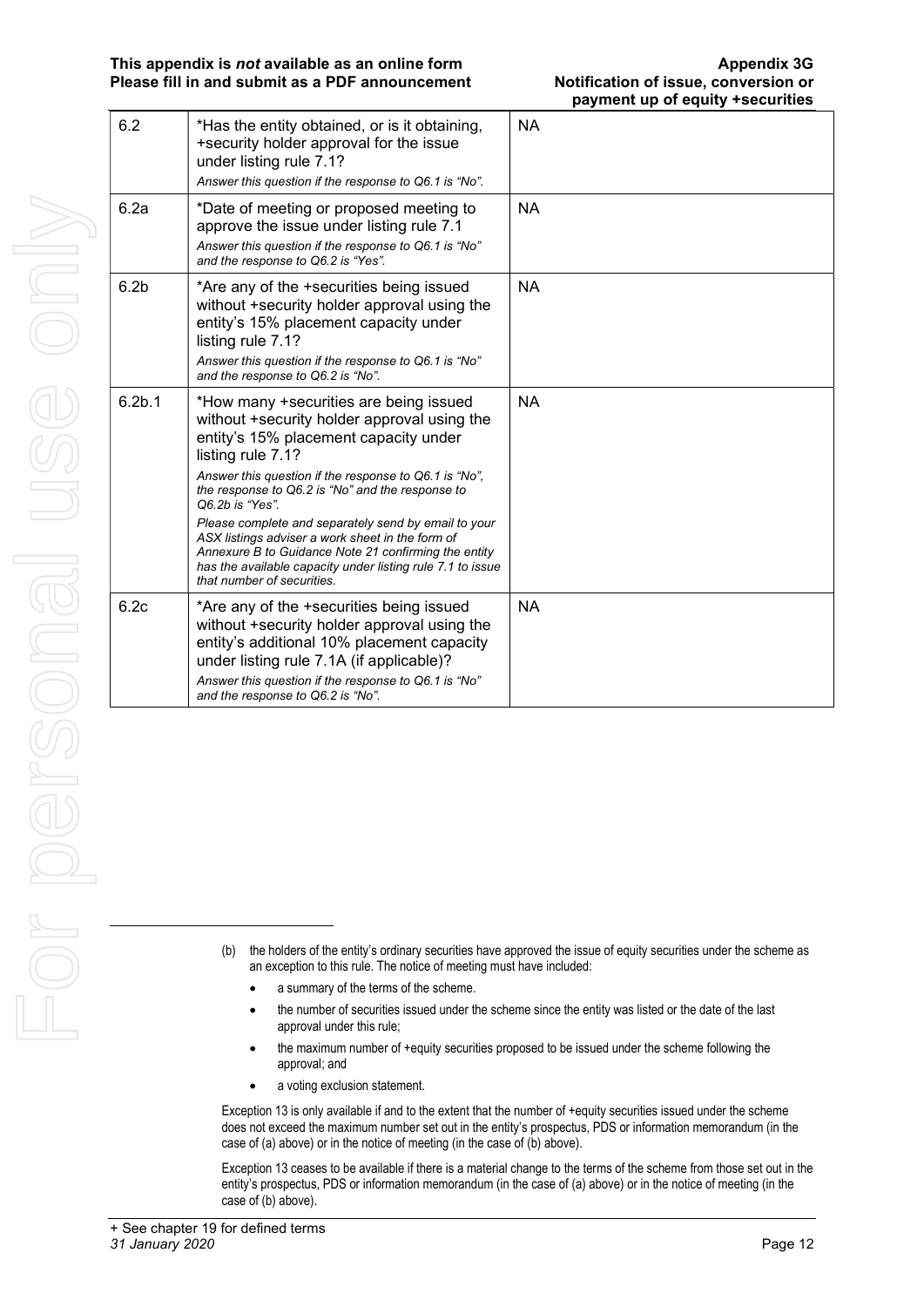| | | |
|---|---|---|
| 6.2 | *Has the entity obtained, or is it obtaining, +security holder approval for the issue under listing rule 7.1?<br>*Answer this question if the response to Q6.1 is "No".* | NA |
| 6.2a | *Date of meeting or proposed meeting to approve the issue under listing rule 7.1<br>*Answer this question if the response to Q6.1 is "No" and the response to Q6.2 is "Yes".* | NA |
| 6.2b | *Are any of the +securities being issued without +security holder approval using the entity's 15% placement capacity under listing rule 7.1?<br>*Answer this question if the response to Q6.1 is "No" and the response to Q6.2 is "No".* | NA |
| 6.2b.1 | *How many +securities are being issued without +security holder approval using the entity's 15% placement capacity under listing rule 7.1?<br>*Answer this question if the response to Q6.1 is "No", the response to Q6.2 is "No" and the response to Q6.2b is "Yes".*<br>*Please complete and separately send by email to your ASX listings adviser a work sheet in the form of Annexure B to Guidance Note 21 confirming the entity has the available capacity under listing rule 7.1 to issue that number of securities.* | NA |
| 6.2c | *Are any of the +securities being issued without +security holder approval using the entity's additional 10% placement capacity under listing rule 7.1A (if applicable)?<br>*Answer this question if the response to Q6.1 is "No" and the response to Q6.2 is "No".* | NA |

(b) the holders of the entity's ordinary securities have approved the issue of equity securities under the scheme as an exception to this rule. The notice of meeting must have included:

- a summary of the terms of the scheme.
- the number of securities issued under the scheme since the entity was listed or the date of the last approval under this rule;
- the maximum number of +equity securities proposed to be issued under the scheme following the approval; and
- a voting exclusion statement.

Exception 13 is only available if and to the extent that the number of +equity securities issued under the scheme does not exceed the maximum number set out in the entity's prospectus, PDS or information memorandum (in the case of (a) above) or in the notice of meeting (in the case of (b) above).

Exception 13 ceases to be available if there is a material change to the terms of the scheme from those set out in the entity's prospectus, PDS or information memorandum (in the case of (a) above) or in the notice of meeting (in the case of (b) above).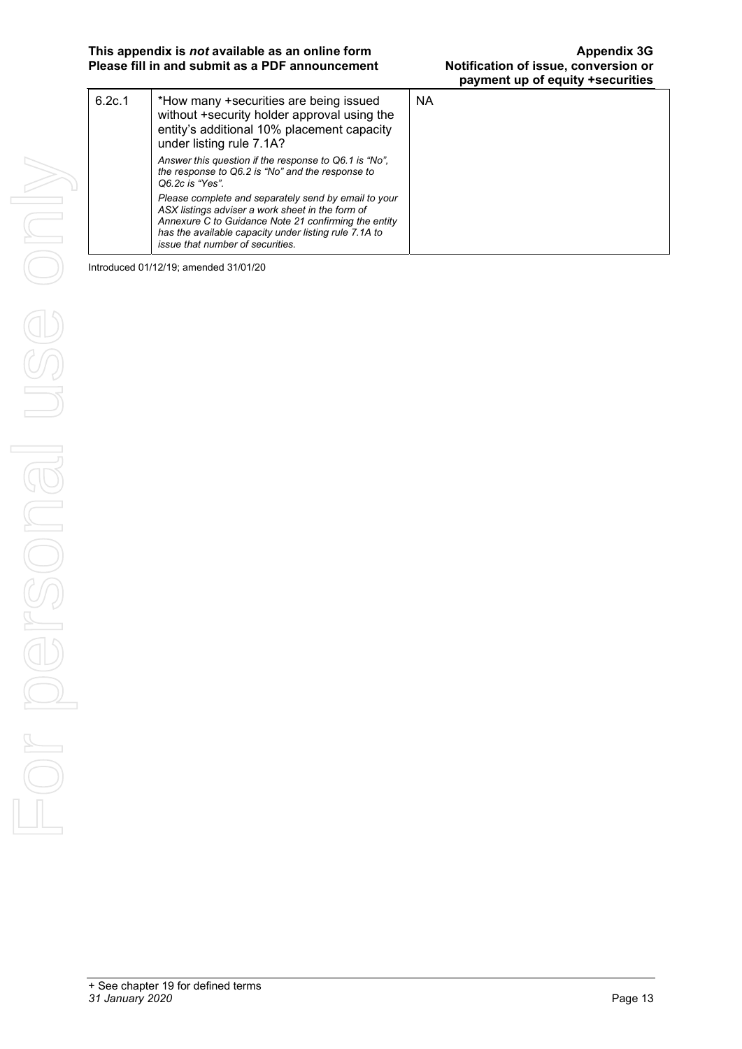| | | |
|---|---|---|
| 6.2c.1 | *How many +securities are being issued without +security holder approval using the entity's additional 10% placement capacity under listing rule 7.1A?<br><br>*Answer this question if the response to Q6.1 is "No", the response to Q6.2 is "No" and the response to Q6.2c is "Yes".*<br><br>*Please complete and separately send by email to your ASX listings adviser a work sheet in the form of Annexure C to Guidance Note 21 confirming the entity has the available capacity under listing rule 7.1A to issue that number of securities.* | NA |

Introduced 01/12/19; amended 31/01/20